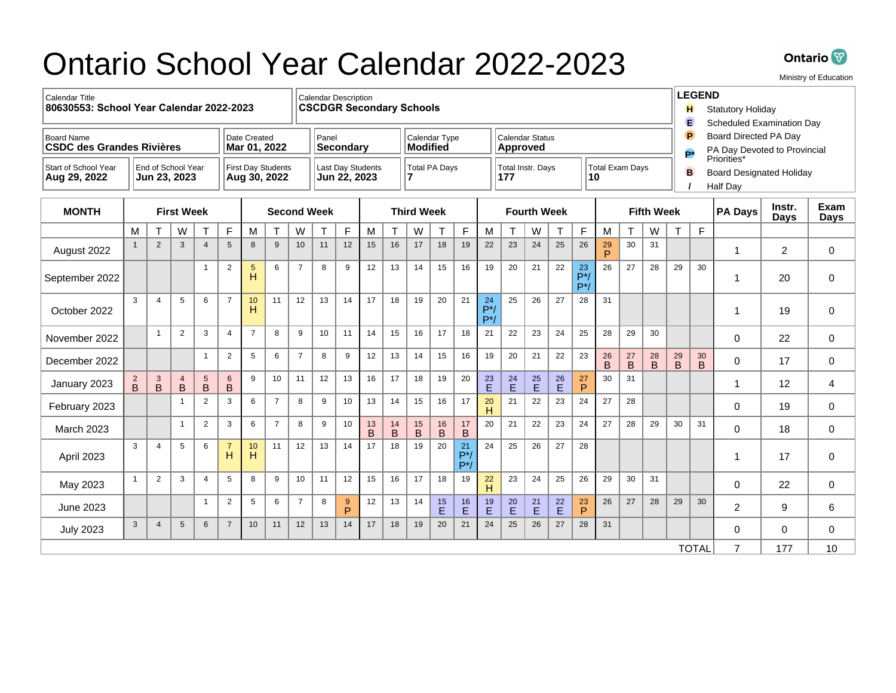# Ontario School Year Calendar 2022-2023

Ontario — Ministry of Education

| Calendar Title | Calendar Description |
|---|---|
| 80630553: School Year Calendar 2022-2023 | CSCDGR Secondary Schools |

| Board Name | Date Created | Panel | Calendar Type | Calendar Status |
|---|---|---|---|---|
| CSDC des Grandes Rivières | Mar 01, 2022 | Secondary | Modified | Approved |

| Start of School Year | End of School Year | First Day Students | Last Day Students | Total PA Days | Total Instr. Days | Total Exam Days |
|---|---|---|---|---|---|---|
| Aug 29, 2022 | Jun 23, 2023 | Aug 30, 2022 | Jun 22, 2023 | 7 | 177 | 10 |

**LEGEND**

- **H** Statutory Holiday
- **E** Scheduled Examination Day
- **P** Board Directed PA Day
- **P*** PA Day Devoted to Provincial Priorities*
- **B** Board Designated Holiday
- **/** Half Day

| MONTH | First Week | | | | | Second Week | | | | | Third Week | | | | | Fourth Week | | | | | Fifth Week | | | | | PA Days | Instr. Days | Exam Days |
|---|---|---|---|---|---|---|---|---|---|---|---|---|---|---|---|---|---|---|---|---|---|---|---|---|---|---|---|---|
| | M | T | W | T | F | M | T | W | T | F | M | T | W | T | F | M | T | W | T | F | M | T | W | T | F | | | |
| August 2022 | 1 | 2 | 3 | 4 | 5 | 8 | 9 | 10 | 11 | 12 | 15 | 16 | 17 | 18 | 19 | 22 | 23 | 24 | 25 | 26 | 29 P | 30 | 31 | | | 1 | 2 | 0 |
| September 2022 | | | | 1 | 2 | 5 H | 6 | 7 | 8 | 9 | 12 | 13 | 14 | 15 | 16 | 19 | 20 | 21 | 22 | 23 P*/ P*/ | 26 | 27 | 28 | 29 | 30 | 1 | 20 | 0 |
| October 2022 | 3 | 4 | 5 | 6 | 7 | 10 H | 11 | 12 | 13 | 14 | 17 | 18 | 19 | 20 | 21 | 24 P*/ P*/ | 25 | 26 | 27 | 28 | 31 | | | | | 1 | 19 | 0 |
| November 2022 | | 1 | 2 | 3 | 4 | 7 | 8 | 9 | 10 | 11 | 14 | 15 | 16 | 17 | 18 | 21 | 22 | 23 | 24 | 25 | 28 | 29 | 30 | | | 0 | 22 | 0 |
| December 2022 | | | | 1 | 2 | 5 | 6 | 7 | 8 | 9 | 12 | 13 | 14 | 15 | 16 | 19 | 20 | 21 | 22 | 23 | 26 B | 27 B | 28 B | 29 B | 30 B | 0 | 17 | 0 |
| January 2023 | 2 B | 3 B | 4 B | 5 B | 6 B | 9 | 10 | 11 | 12 | 13 | 16 | 17 | 18 | 19 | 20 | 23 E | 24 E | 25 E | 26 E | 27 P | 30 | 31 | | | | 1 | 12 | 4 |
| February 2023 | | | 1 | 2 | 3 | 6 | 7 | 8 | 9 | 10 | 13 | 14 | 15 | 16 | 17 | 20 H | 21 | 22 | 23 | 24 | 27 | 28 | | | | 0 | 19 | 0 |
| March 2023 | | | 1 | 2 | 3 | 6 | 7 | 8 | 9 | 10 | 13 B | 14 B | 15 B | 16 B | 17 B | 20 | 21 | 22 | 23 | 24 | 27 | 28 | 29 | 30 | 31 | 0 | 18 | 0 |
| April 2023 | 3 | 4 | 5 | 6 | 7 H | 10 H | 11 | 12 | 13 | 14 | 17 | 18 | 19 | 20 | 21 P*/ P*/ | 24 | 25 | 26 | 27 | 28 | | | | | | 1 | 17 | 0 |
| May 2023 | 1 | 2 | 3 | 4 | 5 | 8 | 9 | 10 | 11 | 12 | 15 | 16 | 17 | 18 | 19 | 22 H | 23 | 24 | 25 | 26 | 29 | 30 | 31 | | | 0 | 22 | 0 |
| June 2023 | | | | 1 | 2 | 5 | 6 | 7 | 8 | 9 P | 12 | 13 | 14 | 15 E | 16 E | 19 E | 20 E | 21 E | 22 E | 23 P | 26 | 27 | 28 | 29 | 30 | 2 | 9 | 6 |
| July 2023 | 3 | 4 | 5 | 6 | 7 | 10 | 11 | 12 | 13 | 14 | 17 | 18 | 19 | 20 | 21 | 24 | 25 | 26 | 27 | 28 | 31 | | | | | 0 | 0 | 0 |
| | | | | | | | | | | | | | | | | | | | | | | | | | TOTAL | 7 | 177 | 10 |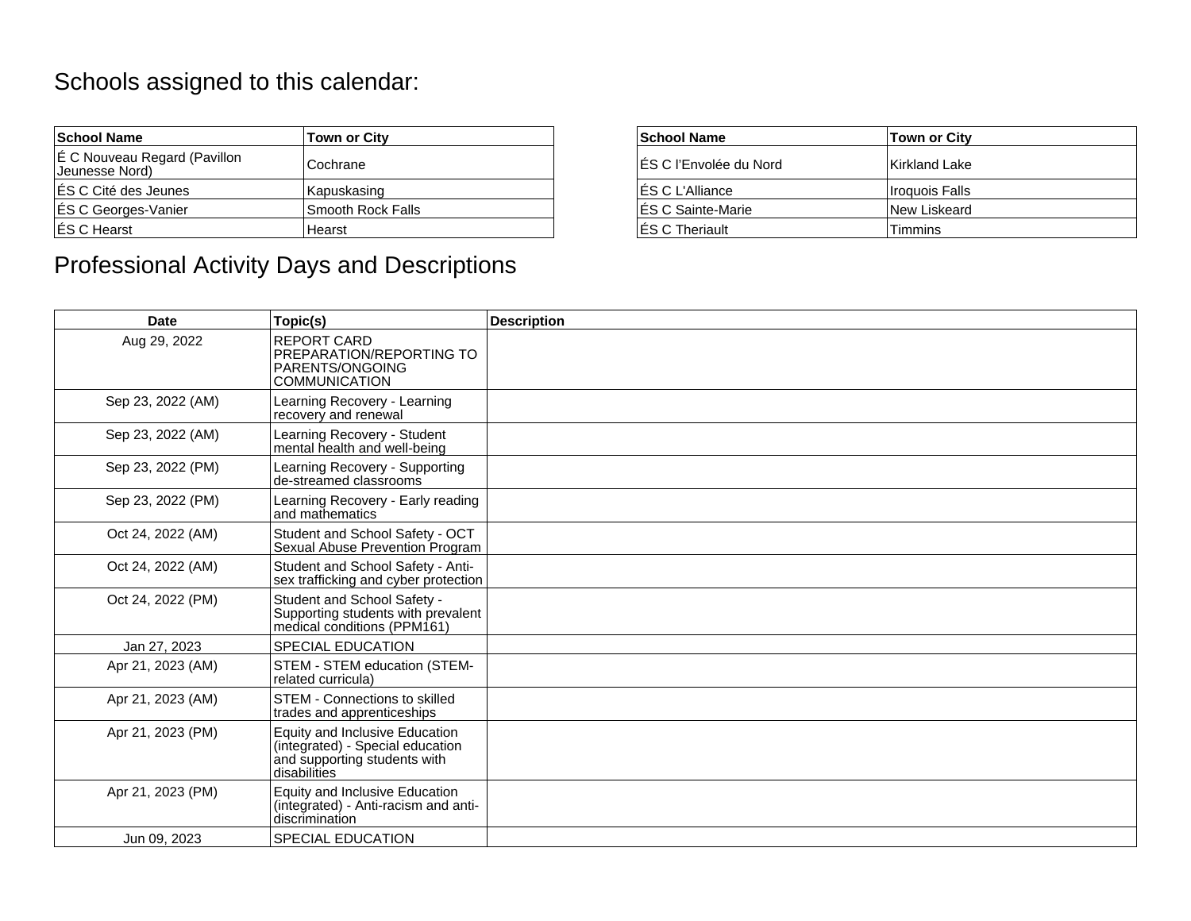## Schools assigned to this calendar:

| School Name | Town or City |
|---|---|
| É C Nouveau Regard (Pavillon Jeunesse Nord) | Cochrane |
| ÉS C Cité des Jeunes | Kapuskasing |
| ÉS C Georges-Vanier | Smooth Rock Falls |
| ÉS C Hearst | Hearst |

| School Name | Town or City |
|---|---|
| ÉS C l'Envolée du Nord | Kirkland Lake |
| ÉS C L'Alliance | Iroquois Falls |
| ÉS C Sainte-Marie | New Liskeard |
| ÉS C Theriault | Timmins |

## Professional Activity Days and Descriptions

| Date | Topic(s) | Description |
|---|---|---|
| Aug 29, 2022 | REPORT CARD PREPARATION/REPORTING TO PARENTS/ONGOING COMMUNICATION | |
| Sep 23, 2022 (AM) | Learning Recovery - Learning recovery and renewal | |
| Sep 23, 2022 (AM) | Learning Recovery - Student mental health and well-being | |
| Sep 23, 2022 (PM) | Learning Recovery - Supporting de-streamed classrooms | |
| Sep 23, 2022 (PM) | Learning Recovery - Early reading and mathematics | |
| Oct 24, 2022 (AM) | Student and School Safety - OCT Sexual Abuse Prevention Program | |
| Oct 24, 2022 (AM) | Student and School Safety - Anti-sex trafficking and cyber protection | |
| Oct 24, 2022 (PM) | Student and School Safety - Supporting students with prevalent medical conditions (PPM161) | |
| Jan 27, 2023 | SPECIAL EDUCATION | |
| Apr 21, 2023 (AM) | STEM - STEM education (STEM-related curricula) | |
| Apr 21, 2023 (AM) | STEM - Connections to skilled trades and apprenticeships | |
| Apr 21, 2023 (PM) | Equity and Inclusive Education (integrated) - Special education and supporting students with disabilities | |
| Apr 21, 2023 (PM) | Equity and Inclusive Education (integrated) - Anti-racism and anti-discrimination | |
| Jun 09, 2023 | SPECIAL EDUCATION | |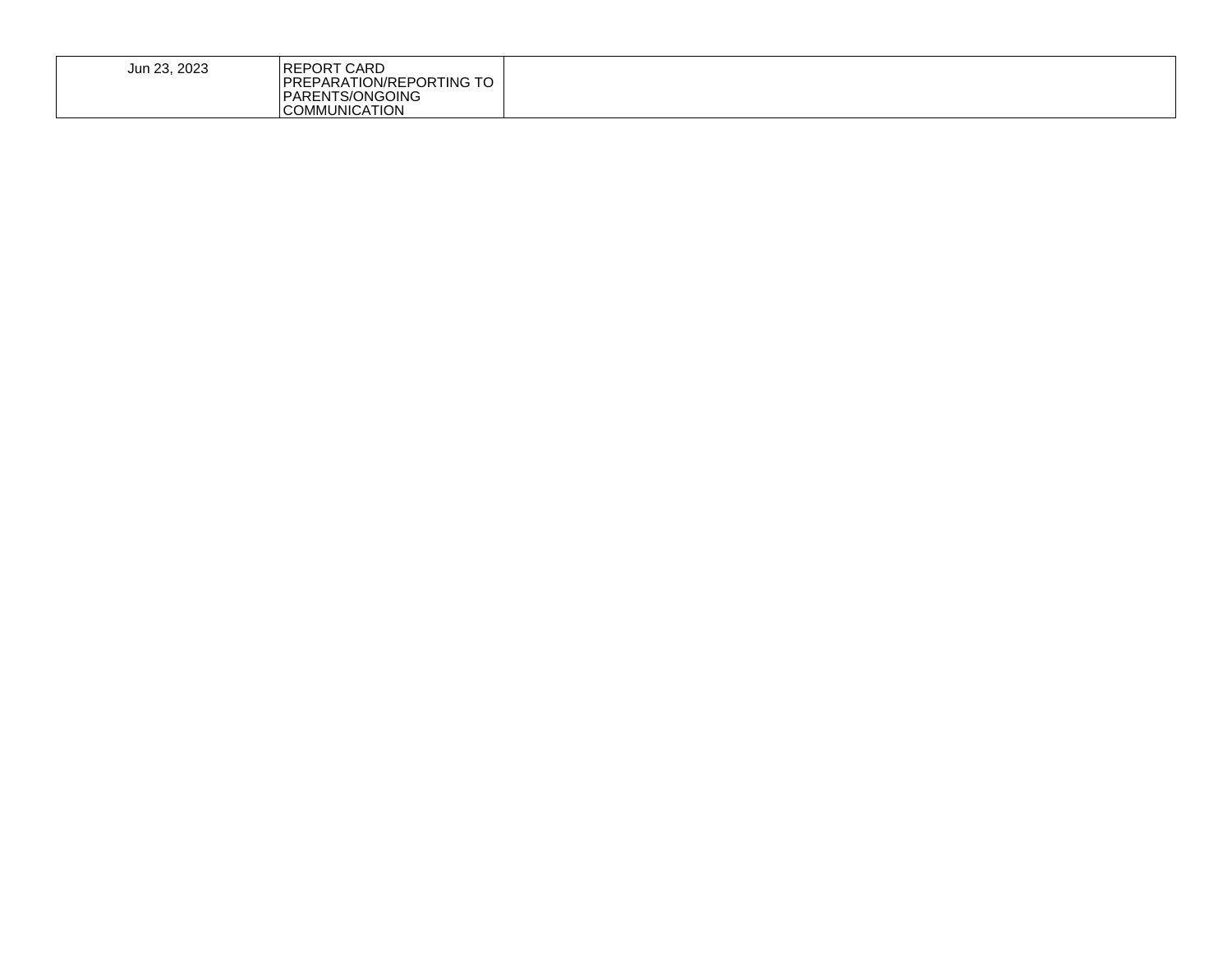| | | |
|---|---|---|
| Jun 23, 2023 | REPORT CARD PREPARATION/REPORTING TO PARENTS/ONGOING COMMUNICATION | |